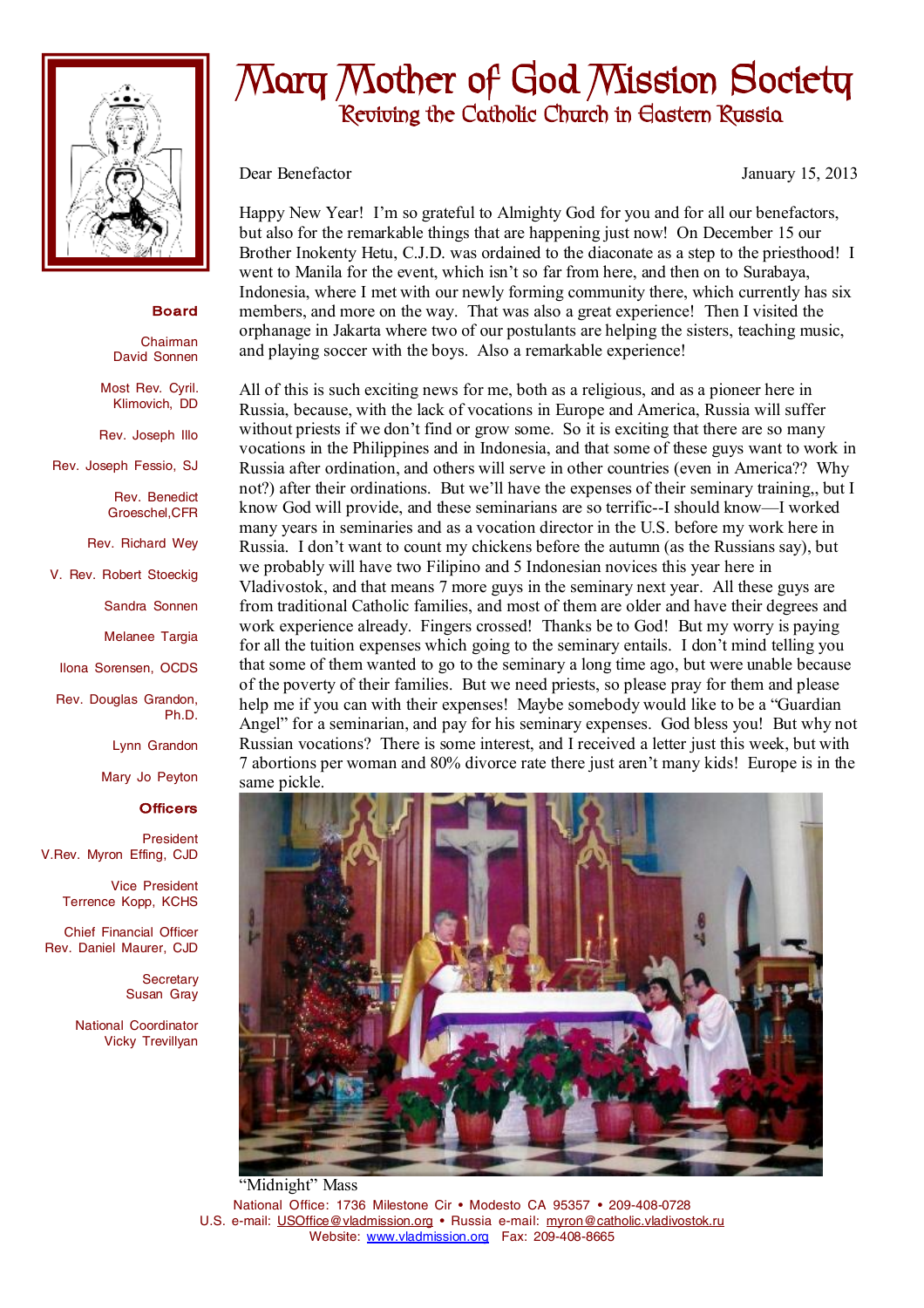# Mary Mother of God Mission Society

## Reviving the Catholic Church in Eastern Russia

**Board**

Chairman
David Sonnen

Most Rev. Cyril. Klimovich, DD

Rev. Joseph Illo

Rev. Joseph Fessio, SJ

Rev. Benedict Groeschel,CFR

Rev. Richard Wey

V. Rev. Robert Stoeckig

Sandra Sonnen

Melanee Targia

Ilona Sorensen, OCDS

Rev. Douglas Grandon, Ph.D.

Lynn Grandon

Mary Jo Peyton

**Officers**

President
V.Rev. Myron Effing, CJD

Vice President
Terrence Kopp, KCHS

Chief Financial Officer
Rev. Daniel Maurer, CJD

Secretary
Susan Gray

National Coordinator
Vicky Trevillyan

Dear Benefactor

January 15, 2013

Happy New Year! I'm so grateful to Almighty God for you and for all our benefactors, but also for the remarkable things that are happening just now! On December 15 our Brother Inokenty Hetu, C.J.D. was ordained to the diaconate as a step to the priesthood! I went to Manila for the event, which isn't so far from here, and then on to Surabaya, Indonesia, where I met with our newly forming community there, which currently has six members, and more on the way. That was also a great experience! Then I visited the orphanage in Jakarta where two of our postulants are helping the sisters, teaching music, and playing soccer with the boys. Also a remarkable experience!

All of this is such exciting news for me, both as a religious, and as a pioneer here in Russia, because, with the lack of vocations in Europe and America, Russia will suffer without priests if we don't find or grow some. So it is exciting that there are so many vocations in the Philippines and in Indonesia, and that some of these guys want to work in Russia after ordination, and others will serve in other countries (even in America?? Why not?) after their ordinations. But we'll have the expenses of their seminary training,, but I know God will provide, and these seminarians are so terrific--I should know—I worked many years in seminaries and as a vocation director in the U.S. before my work here in Russia. I don't want to count my chickens before the autumn (as the Russians say), but we probably will have two Filipino and 5 Indonesian novices this year here in Vladivostok, and that means 7 more guys in the seminary next year. All these guys are from traditional Catholic families, and most of them are older and have their degrees and work experience already. Fingers crossed! Thanks be to God! But my worry is paying for all the tuition expenses which going to the seminary entails. I don't mind telling you that some of them wanted to go to the seminary a long time ago, but were unable because of the poverty of their families. But we need priests, so please pray for them and please help me if you can with their expenses! Maybe somebody would like to be a "Guardian Angel" for a seminarian, and pay for his seminary expenses. God bless you! But why not Russian vocations? There is some interest, and I received a letter just this week, but with 7 abortions per woman and 80% divorce rate there just aren't many kids! Europe is in the same pickle.

"Midnight" Mass

National Office: 1736 Milestone Cir • Modesto CA 95357 • 209-408-0728
U.S. e-mail: USOffice@vladmission.org • Russia e-mail: myron@catholic.vladivostok.ru
Website: www.vladmission.org Fax: 209-408-8665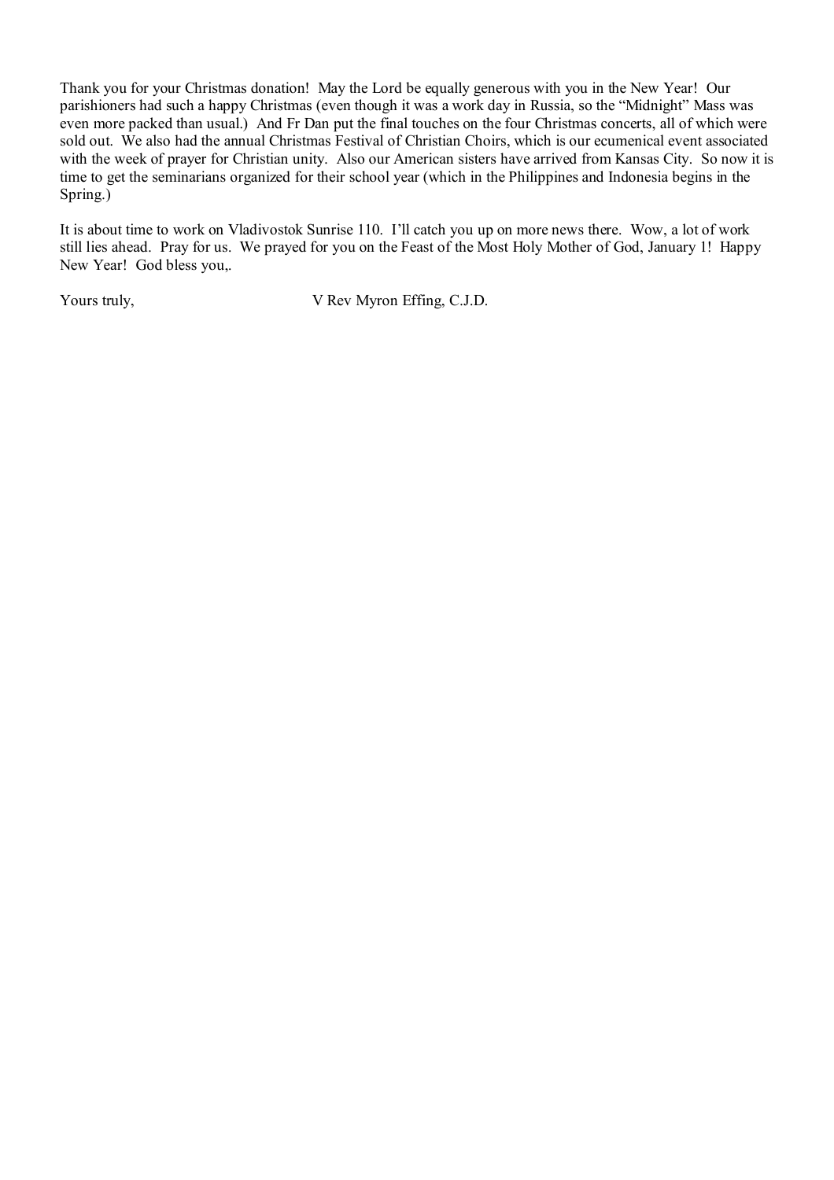Thank you for your Christmas donation! May the Lord be equally generous with you in the New Year! Our parishioners had such a happy Christmas (even though it was a work day in Russia, so the "Midnight" Mass was even more packed than usual.) And Fr Dan put the final touches on the four Christmas concerts, all of which were sold out. We also had the annual Christmas Festival of Christian Choirs, which is our ecumenical event associated with the week of prayer for Christian unity. Also our American sisters have arrived from Kansas City. So now it is time to get the seminarians organized for their school year (which in the Philippines and Indonesia begins in the Spring.)

It is about time to work on Vladivostok Sunrise 110. I'll catch you up on more news there. Wow, a lot of work still lies ahead. Pray for us. We prayed for you on the Feast of the Most Holy Mother of God, January 1! Happy New Year! God bless you,.

Yours truly, V Rev Myron Effing, C.J.D.